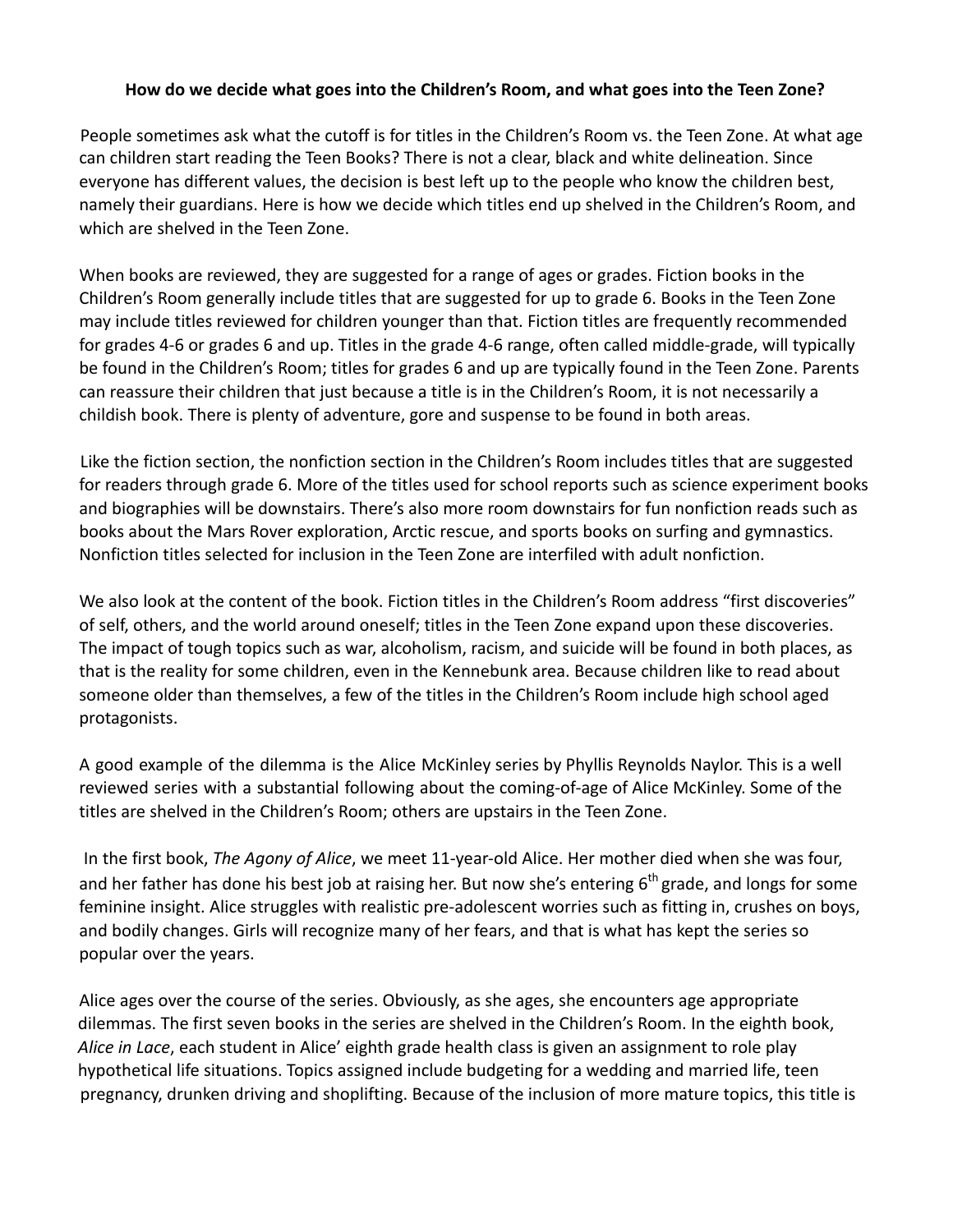**How do we decide what goes into the Children's Room, and what goes into the Teen Zone?**

People sometimes ask what the cutoff is for titles in the Children's Room vs. the Teen Zone. At what age can children start reading the Teen Books? There is not a clear, black and white delineation. Since everyone has different values, the decision is best left up to the people who know the children best, namely their guardians. Here is how we decide which titles end up shelved in the Children's Room, and which are shelved in the Teen Zone.

When books are reviewed, they are suggested for a range of ages or grades. Fiction books in the Children's Room generally include titles that are suggested for up to grade 6. Books in the Teen Zone may include titles reviewed for children younger than that. Fiction titles are frequently recommended for grades 4-6 or grades 6 and up. Titles in the grade 4-6 range, often called middle-grade, will typically be found in the Children's Room; titles for grades 6 and up are typically found in the Teen Zone. Parents can reassure their children that just because a title is in the Children's Room, it is not necessarily a childish book. There is plenty of adventure, gore and suspense to be found in both areas.

Like the fiction section, the nonfiction section in the Children's Room includes titles that are suggested for readers through grade 6. More of the titles used for school reports such as science experiment books and biographies will be downstairs. There's also more room downstairs for fun nonfiction reads such as books about the Mars Rover exploration, Arctic rescue, and sports books on surfing and gymnastics. Nonfiction titles selected for inclusion in the Teen Zone are interfiled with adult nonfiction.

We also look at the content of the book. Fiction titles in the Children's Room address "first discoveries" of self, others, and the world around oneself; titles in the Teen Zone expand upon these discoveries. The impact of tough topics such as war, alcoholism, racism, and suicide will be found in both places, as that is the reality for some children, even in the Kennebunk area. Because children like to read about someone older than themselves, a few of the titles in the Children's Room include high school aged protagonists.

A good example of the dilemma is the Alice McKinley series by Phyllis Reynolds Naylor. This is a well reviewed series with a substantial following about the coming-of-age of Alice McKinley. Some of the titles are shelved in the Children's Room; others are upstairs in the Teen Zone.

In the first book, *The Agony of Alice*, we meet 11-year-old Alice. Her mother died when she was four, and her father has done his best job at raising her. But now she's entering 6th grade, and longs for some feminine insight. Alice struggles with realistic pre-adolescent worries such as fitting in, crushes on boys, and bodily changes. Girls will recognize many of her fears, and that is what has kept the series so popular over the years.

Alice ages over the course of the series. Obviously, as she ages, she encounters age appropriate dilemmas. The first seven books in the series are shelved in the Children's Room. In the eighth book, *Alice in Lace*, each student in Alice' eighth grade health class is given an assignment to role play hypothetical life situations. Topics assigned include budgeting for a wedding and married life, teen pregnancy, drunken driving and shoplifting. Because of the inclusion of more mature topics, this title is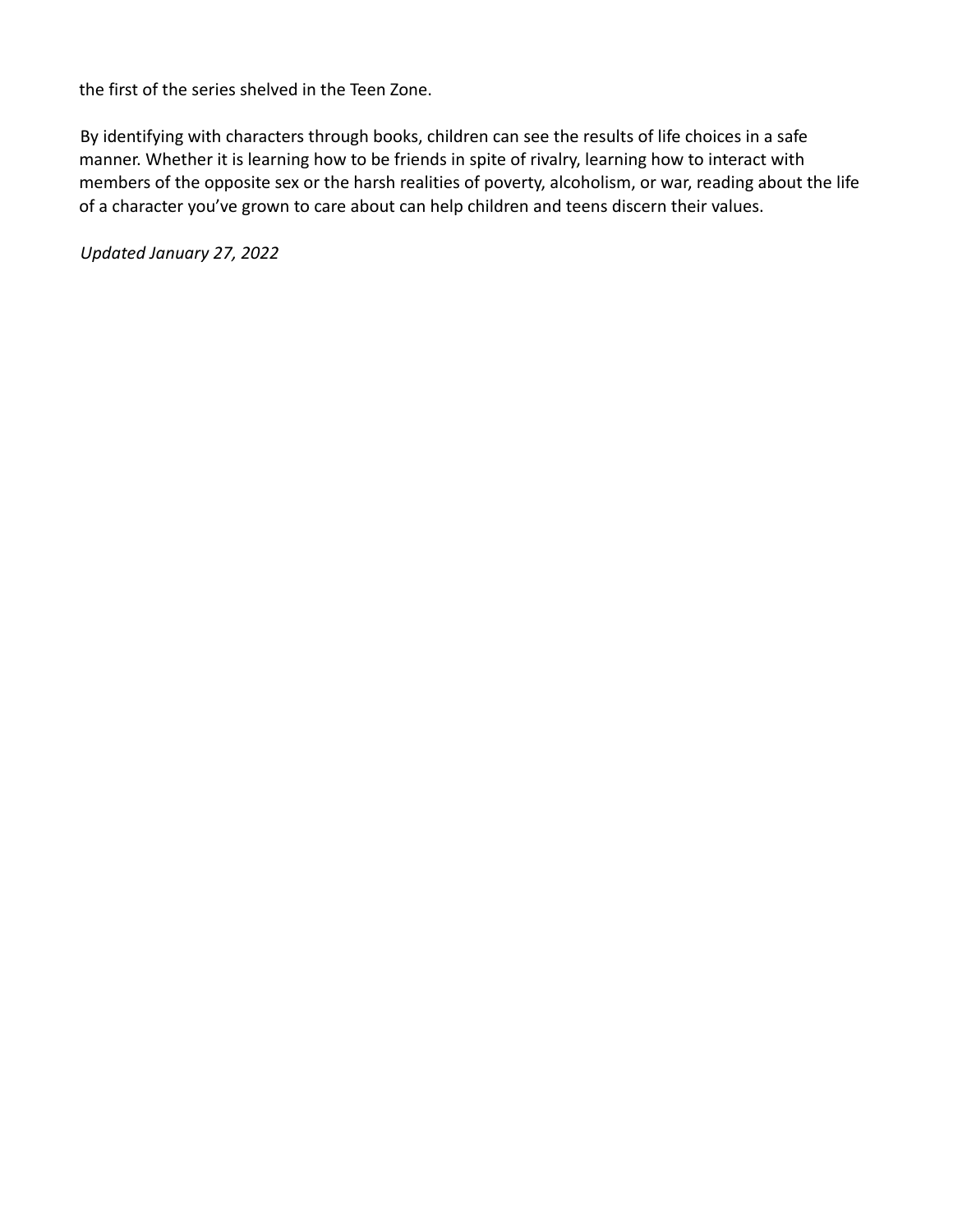the first of the series shelved in the Teen Zone.

By identifying with characters through books, children can see the results of life choices in a safe manner. Whether it is learning how to be friends in spite of rivalry, learning how to interact with members of the opposite sex or the harsh realities of poverty, alcoholism, or war, reading about the life of a character you've grown to care about can help children and teens discern their values.

*Updated January 27, 2022*